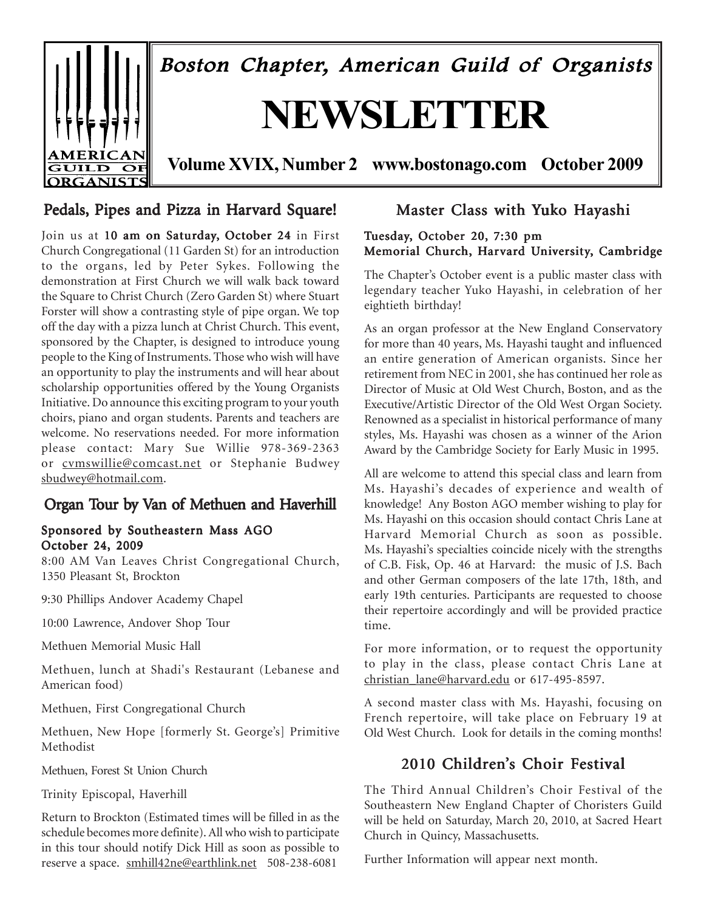# Boston Chapter, American Guild of Organists

# NEWSLETTER

**Volume XVIX, Number 2 www.bostonago.com October 2009**

## Pedals, Pipes and Pizza in Harvard Square!

Join us at **10 am on Saturday, October 24** in First Church Congregational (11 Garden St) for an introduction to the organs, led by Peter Sykes. Following the demonstration at First Church we will walk back toward the Square to Christ Church (Zero Garden St) where Stuart Forster will show a contrasting style of pipe organ. We top off the day with a pizza lunch at Christ Church. This event, sponsored by the Chapter, is designed to introduce young people to the King of Instruments. Those who wish will have an opportunity to play the instruments and will hear about scholarship opportunities offered by the Young Organists Initiative. Do announce this exciting program to your youth choirs, piano and organ students. Parents and teachers are welcome. No reservations needed. For more information please contact: Mary Sue Willie 978-369-2363 or cvmswillie@comcast.net or Stephanie Budwey sbudwey@hotmail.com.

## Organ Tour by Van of Methuen and Haverhill

**Sponsored by Southeastern Mass AGO**
**October 24, 2009**

8:00 AM Van Leaves Christ Congregational Church, 1350 Pleasant St, Brockton

9:30 Phillips Andover Academy Chapel

10:00 Lawrence, Andover Shop Tour

Methuen Memorial Music Hall

Methuen, lunch at Shadi's Restaurant (Lebanese and American food)

Methuen, First Congregational Church

Methuen, New Hope [formerly St. George's] Primitive Methodist

Methuen, Forest St Union Church

Trinity Episcopal, Haverhill

Return to Brockton (Estimated times will be filled in as the schedule becomes more definite). All who wish to participate in this tour should notify Dick Hill as soon as possible to reserve a space. smhill42ne@earthlink.net 508-238-6081

## Master Class with Yuko Hayashi

**Tuesday, October 20, 7:30 pm**
**Memorial Church, Harvard University, Cambridge**

The Chapter's October event is a public master class with legendary teacher Yuko Hayashi, in celebration of her eightieth birthday!

As an organ professor at the New England Conservatory for more than 40 years, Ms. Hayashi taught and influenced an entire generation of American organists. Since her retirement from NEC in 2001, she has continued her role as Director of Music at Old West Church, Boston, and as the Executive/Artistic Director of the Old West Organ Society. Renowned as a specialist in historical performance of many styles, Ms. Hayashi was chosen as a winner of the Arion Award by the Cambridge Society for Early Music in 1995.

All are welcome to attend this special class and learn from Ms. Hayashi's decades of experience and wealth of knowledge! Any Boston AGO member wishing to play for Ms. Hayashi on this occasion should contact Chris Lane at Harvard Memorial Church as soon as possible. Ms. Hayashi's specialties coincide nicely with the strengths of C.B. Fisk, Op. 46 at Harvard: the music of J.S. Bach and other German composers of the late 17th, 18th, and early 19th centuries. Participants are requested to choose their repertoire accordingly and will be provided practice time.

For more information, or to request the opportunity to play in the class, please contact Chris Lane at christian_lane@harvard.edu or 617-495-8597.

A second master class with Ms. Hayashi, focusing on French repertoire, will take place on February 19 at Old West Church. Look for details in the coming months!

## 2010 Children's Choir Festival

The Third Annual Children's Choir Festival of the Southeastern New England Chapter of Choristers Guild will be held on Saturday, March 20, 2010, at Sacred Heart Church in Quincy, Massachusetts.

Further Information will appear next month.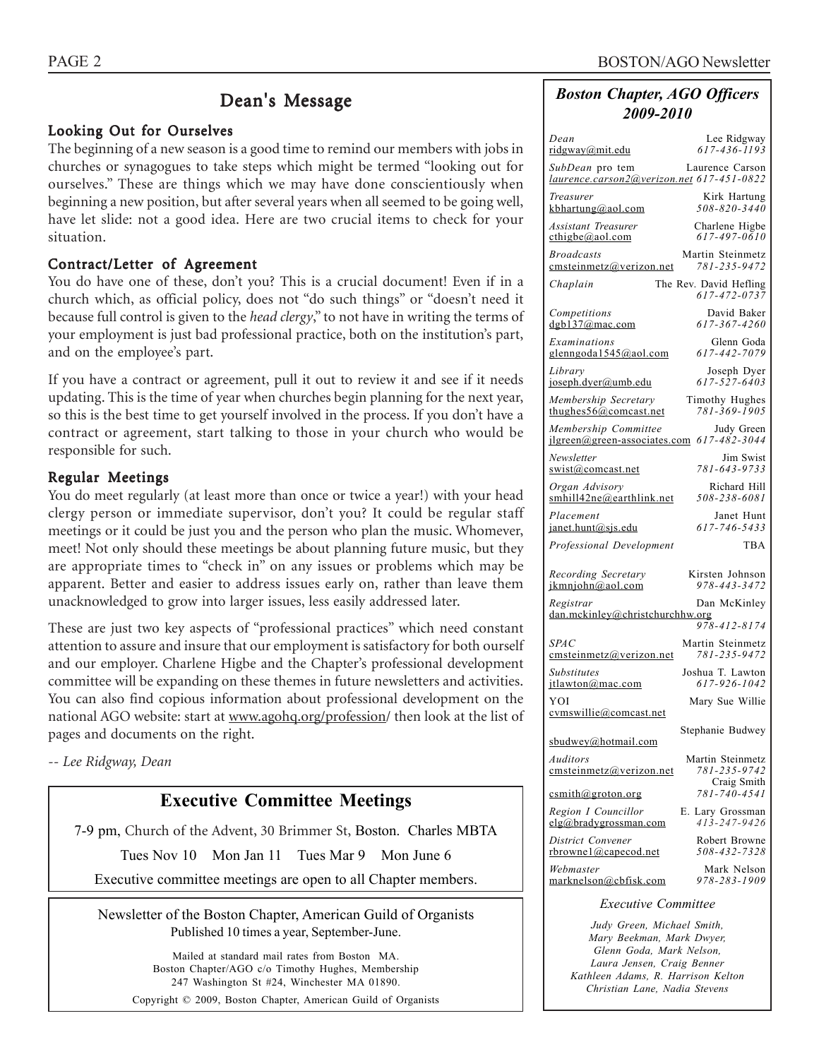# Dean's Message

### Looking Out for Ourselves

The beginning of a new season is a good time to remind our members with jobs in churches or synagogues to take steps which might be termed "looking out for ourselves." These are things which we may have done conscientiously when beginning a new position, but after several years when all seemed to be going well, have let slide: not a good idea. Here are two crucial items to check for your situation.

### Contract/Letter of Agreement

You do have one of these, don't you? This is a crucial document! Even if in a church which, as official policy, does not "do such things" or "doesn't need it because full control is given to the *head clergy*," to not have in writing the terms of your employment is just bad professional practice, both on the institution's part, and on the employee's part.

If you have a contract or agreement, pull it out to review it and see if it needs updating. This is the time of year when churches begin planning for the next year, so this is the best time to get yourself involved in the process. If you don't have a contract or agreement, start talking to those in your church who would be responsible for such.

### Regular Meetings

You do meet regularly (at least more than once or twice a year!) with your head clergy person or immediate supervisor, don't you? It could be regular staff meetings or it could be just you and the person who plan the music. Whomever, meet! Not only should these meetings be about planning future music, but they are appropriate times to "check in" on any issues or problems which may be apparent. Better and easier to address issues early on, rather than leave them unacknowledged to grow into larger issues, less easily addressed later.

These are just two key aspects of "professional practices" which need constant attention to assure and insure that our employment is satisfactory for both ourself and our employer. Charlene Higbe and the Chapter's professional development committee will be expanding on these themes in future newsletters and activities. You can also find copious information about professional development on the national AGO website: start at www.agohq.org/profession/ then look at the list of pages and documents on the right.

*-- Lee Ridgway, Dean*

## Executive Committee Meetings

7-9 pm, Church of the Advent, 30 Brimmer St, Boston. Charles MBTA

Tues Nov 10 Mon Jan 11 Tues Mar 9 Mon June 6

Executive committee meetings are open to all Chapter members.

Newsletter of the Boston Chapter, American Guild of Organists
Published 10 times a year, September-June.

Mailed at standard mail rates from Boston MA.
Boston Chapter/AGO c/o Timothy Hughes, Membership
247 Washington St #24, Winchester MA 01890.

Copyright © 2009, Boston Chapter, American Guild of Organists

## *Boston Chapter, AGO Officers 2009-2010*

| Position | Name / Email | Phone |
|---|---|---|
| *Dean* | Lee Ridgway, ridgway@mit.edu | *617-436-1193* |
| *SubDean* pro tem | Laurence Carson, *laurence.carson2@verizon.net* | *617-451-0822* |
| *Treasurer* | Kirk Hartung, kbhartung@aol.com | *508-820-3440* |
| *Assistant Treasurer* | Charlene Higbe, cthigbe@aol.com | *617-497-0610* |
| *Broadcasts* | Martin Steinmetz, cmsteinmetz@verizon.net | *781-235-9472* |
| *Chaplain* | The Rev. David Hefling | *617-472-0737* |
| *Competitions* | David Baker, dgb137@mac.com | *617-367-4260* |
| *Examinations* | Glenn Goda, glenngoda1545@aol.com | *617-442-7079* |
| *Library* | Joseph Dyer, joseph.dyer@umb.edu | *617-527-6403* |
| *Membership Secretary* | Timothy Hughes, thughes56@comcast.net | *781-369-1905* |
| *Membership Committee* | Judy Green, jlgreen@green-associates.com | *617-482-3044* |
| *Newsletter* | Jim Swist, swist@comcast.net | *781-643-9733* |
| *Organ Advisory* | Richard Hill, smhill42ne@earthlink.net | *508-238-6081* |
| *Placement* | Janet Hunt, janet.hunt@sjs.edu | *617-746-5433* |
| *Professional Development* | TBA | |
| *Recording Secretary* | Kirsten Johnson, jkmnjohn@aol.com | *978-443-3472* |
| *Registrar* | Dan McKinley, dan.mckinley@christchurchhw.org | *978-412-8174* |
| *SPAC* | Martin Steinmetz, cmsteinmetz@verizon.net | *781-235-9472* |
| *Substitutes* | Joshua T. Lawton, jtlawton@mac.com | *617-926-1042* |
| YOI | Mary Sue Willie, cvmswillie@comcast.net | |
| | Stephanie Budwey, sbudwey@hotmail.com | |
| *Auditors* | Martin Steinmetz, cmsteinmetz@verizon.net | *781-235-9742* |
| | Craig Smith, csmith@groton.org | *781-740-4541* |
| *Region I Councillor* | E. Lary Grossman, elg@bradygrossman.com | *413-247-9426* |
| *District Convener* | Robert Browne, rbrowne1@capecod.net | *508-432-7328* |
| *Webmaster* | Mark Nelson, marknelson@cbfisk.com | *978-283-1909* |

*Executive Committee*

*Judy Green, Michael Smith, Mary Beekman, Mark Dwyer, Glenn Goda, Mark Nelson, Laura Jensen, Craig Benner, Kathleen Adams, R. Harrison Kelton, Christian Lane, Nadia Stevens*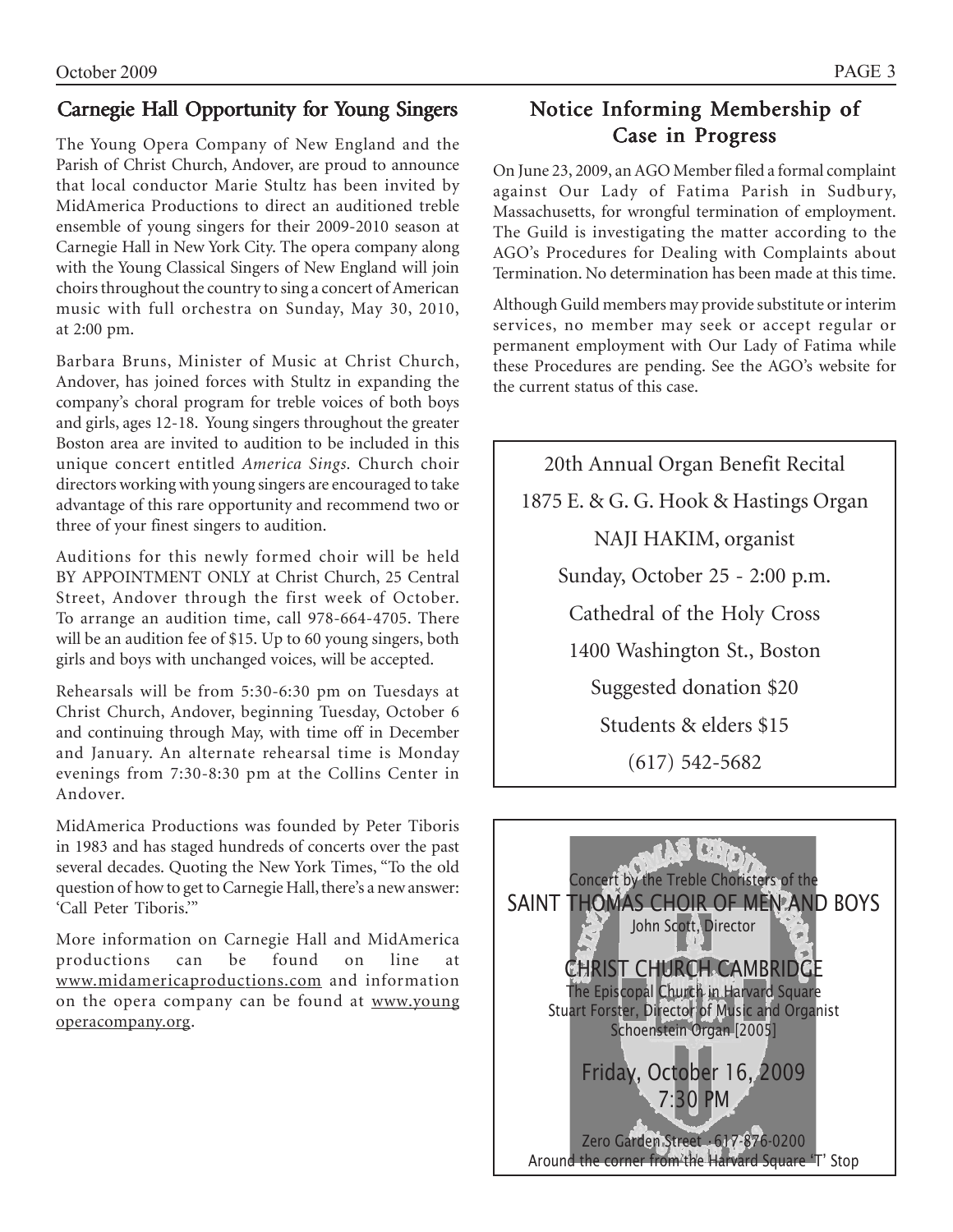## Carnegie Hall Opportunity for Young Singers

The Young Opera Company of New England and the Parish of Christ Church, Andover, are proud to announce that local conductor Marie Stultz has been invited by MidAmerica Productions to direct an auditioned treble ensemble of young singers for their 2009-2010 season at Carnegie Hall in New York City. The opera company along with the Young Classical Singers of New England will join choirs throughout the country to sing a concert of American music with full orchestra on Sunday, May 30, 2010, at 2:00 pm.

Barbara Bruns, Minister of Music at Christ Church, Andover, has joined forces with Stultz in expanding the company's choral program for treble voices of both boys and girls, ages 12-18. Young singers throughout the greater Boston area are invited to audition to be included in this unique concert entitled *America Sings.* Church choir directors working with young singers are encouraged to take advantage of this rare opportunity and recommend two or three of your finest singers to audition.

Auditions for this newly formed choir will be held BY APPOINTMENT ONLY at Christ Church, 25 Central Street, Andover through the first week of October. To arrange an audition time, call 978-664-4705. There will be an audition fee of $15. Up to 60 young singers, both girls and boys with unchanged voices, will be accepted.

Rehearsals will be from 5:30-6:30 pm on Tuesdays at Christ Church, Andover, beginning Tuesday, October 6 and continuing through May, with time off in December and January. An alternate rehearsal time is Monday evenings from 7:30-8:30 pm at the Collins Center in Andover.

MidAmerica Productions was founded by Peter Tiboris in 1983 and has staged hundreds of concerts over the past several decades. Quoting the New York Times, "To the old question of how to get to Carnegie Hall, there's a new answer: 'Call Peter Tiboris.'"

More information on Carnegie Hall and MidAmerica productions can be found on line at www.midamericaproductions.com and information on the opera company can be found at www.youngoperacompany.org.

## Notice Informing Membership of Case in Progress

On June 23, 2009, an AGO Member filed a formal complaint against Our Lady of Fatima Parish in Sudbury, Massachusetts, for wrongful termination of employment. The Guild is investigating the matter according to the AGO's Procedures for Dealing with Complaints about Termination. No determination has been made at this time.

Although Guild members may provide substitute or interim services, no member may seek or accept regular or permanent employment with Our Lady of Fatima while these Procedures are pending. See the AGO's website for the current status of this case.

20th Annual Organ Benefit Recital

1875 E. & G. G. Hook & Hastings Organ

NAJI HAKIM, organist

Sunday, October 25 - 2:00 p.m.

Cathedral of the Holy Cross

1400 Washington St., Boston

Suggested donation $20

Students & elders $15

(617) 542-5682

Concert by the Treble Choristers of the

SAINT THOMAS CHOIR OF MEN AND BOYS

John Scott, Director

CHRIST CHURCH CAMBRIDGE

The Episcopal Church in Harvard Square

Stuart Forster, Director of Music and Organist

Schoenstein Organ [2005]

Friday, October 16, 2009

7:30 PM

Zero Garden Street · 617-876-0200

Around the corner from the Harvard Square 'T' Stop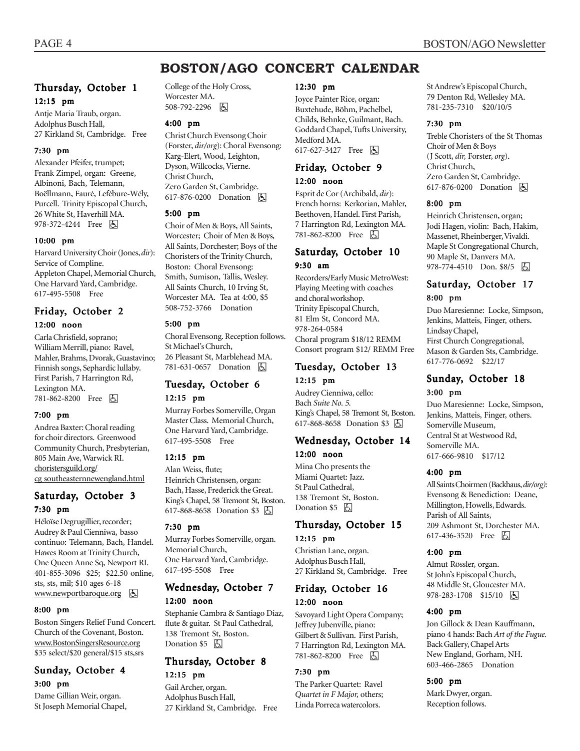# BOSTON/AGO CONCERT CALENDAR

## Thursday, October 1

### 12:15 pm

Antje Maria Traub, organ. Adolphus Busch Hall, 27 Kirkland St, Cambridge. Free

### 7:30 pm

Alexander Pfeifer, trumpet; Frank Zimpel, organ: Greene, Albinoni, Bach, Telemann, Boëllmann, Fauré, Lefébure-Wély, Purcell. Trinity Episcopal Church, 26 White St, Haverhill MA. 978-372-4244 Free ♿

### 10:00 pm

Harvard University Choir (Jones, *dir*): Service of Compline. Appleton Chapel, Memorial Church, One Harvard Yard, Cambridge. 617-495-5508 Free

## Friday, October 2

### 12:00 noon

Carla Chrisfield, soprano; William Merrill, piano: Ravel, Mahler, Brahms, Dvorak, Guastavino; Finnish songs, Sephardic lullaby. First Parish, 7 Harrington Rd, Lexington MA. 781-862-8200 Free ♿

### 7:00 pm

Andrea Baxter: Choral reading for choir directors. Greenwood Community Church, Presbyterian, 805 Main Ave, Warwick RI. choristersguild.org/cg southeasternnewengland.html

## Saturday, October 3

### 7:30 pm

Héloïse Degrugillier, recorder; Audrey & Paul Cienniwa, basso continuo: Telemann, Bach, Handel. Hawes Room at Trinity Church, One Queen Anne Sq, Newport RI. 401-855-3096 $25; $22.50 online, sts, sts, mil; $10 ages 6-18 www.newportbaroque.org ♿

### 8:00 pm

Boston Singers Relief Fund Concert. Church of the Covenant, Boston. www.BostonSingersResource.org $35 select/$20 general/$15 sts,srs

## Sunday, October 4

### 3:00 pm

Dame Gillian Weir, organ. St Joseph Memorial Chapel, College of the Holy Cross, Worcester MA. 508-792-2296 ♿

### 4:00 pm

Christ Church Evensong Choir (Forster, *dir/org*): Choral Evensong: Karg-Elert, Wood, Leighton, Dyson, Willcocks, Vierne. Christ Church, Zero Garden St, Cambridge. 617-876-0200 Donation ♿

### 5:00 pm

Choir of Men & Boys, All Saints, Worcester; Choir of Men & Boys, All Saints, Dorchester; Boys of the Choristers of the Trinity Church, Boston: Choral Evensong: Smith, Sumison, Tallis, Wesley. All Saints Church, 10 Irving St, Worcester MA. Tea at 4:00, $5 508-752-3766 Donation

### 5:00 pm

Choral Evensong. Reception follows. St Michael's Church, 26 Pleasant St, Marblehead MA. 781-631-0657 Donation ♿

## Tuesday, October 6

### 12:15 pm

Murray Forbes Somerville, Organ Master Class. Memorial Church, One Harvard Yard, Cambridge. 617-495-5508 Free

### 12:15 pm

Alan Weiss, flute; Heinrich Christensen, organ: Bach, Hasse, Frederick the Great. King's Chapel, 58 Tremont St, Boston. 617-868-8658 Donation $3 ♿

### 7:30 pm

Murray Forbes Somerville, organ. Memorial Church, One Harvard Yard, Cambridge. 617-495-5508 Free

## Wednesday, October 7

### 12:00 noon

Stephanie Cambra & Santiago Diaz, flute & guitar. St Paul Cathedral, 138 Tremont St, Boston. Donation $5 ♿

## Thursday, October 8

### 12:15 pm

Gail Archer, organ. Adolphus Busch Hall, 27 Kirkland St, Cambridge. Free

### 12:30 pm

Joyce Painter Rice, organ: Buxtehude, Böhm, Pachelbel, Childs, Behnke, Guilmant, Bach. Goddard Chapel, Tufts University, Medford MA. 617-627-3427 Free ♿

## Friday, October 9

### 12:00 noon

Esprit de Cor (Archibald, *dir*): French horns: Kerkorian, Mahler, Beethoven, Handel. First Parish, 7 Harrington Rd, Lexington MA. 781-862-8200 Free ♿

## Saturday, October 10

### 9:30 am

Recorders/Early Music MetroWest: Playing Meeting with coaches and choral workshop. Trinity Episcopal Church, 81 Elm St, Concord MA. 978-264-0584 Choral program $18/12 REMM Consort program $12/ REMM Free

## Tuesday, October 13

### 12:15 pm

Audrey Cienniwa, cello: Bach *Suite No. 5.* King's Chapel, 58 Tremont St, Boston. 617-868-8658 Donation $3 ♿

## Wednesday, October 14

### 12:00 noon

Mina Cho presents the Miami Quartet: Jazz. St Paul Cathedral, 138 Tremont St, Boston. Donation $5 ♿

## Thursday, October 15

### 12:15 pm

Christian Lane, organ. Adolphus Busch Hall, 27 Kirkland St, Cambridge. Free

## Friday, October 16

### 12:00 noon

Savoyard Light Opera Company; Jeffrey Jubenville, piano: Gilbert & Sullivan. First Parish, 7 Harrington Rd, Lexington MA. 781-862-8200 Free ♿

### 7:30 pm

The Parker Quartet: Ravel *Quartet in F Major,* others; Linda Porreca watercolors. St Andrew's Episcopal Church, 79 Denton Rd, Wellesley MA. 781-235-7310 $20/10/5

### 7:30 pm

Treble Choristers of the St Thomas Choir of Men & Boys (J Scott, *dir,* Forster, *org*). Christ Church, Zero Garden St, Cambridge. 617-876-0200 Donation ♿

### 8:00 pm

Heinrich Christensen, organ; Jodi Hagen, violin: Bach, Hakim, Massenet, Rheinberger, Vivaldi. Maple St Congregational Church, 90 Maple St, Danvers MA. 978-774-4510 Don. $8/5 ♿

## Saturday, October 17

### 8:00 pm

Duo Maresienne: Locke, Simpson, Jenkins, Matteis, Finger, others. Lindsay Chapel, First Church Congregational, Mason & Garden Sts, Cambridge. 617-776-0692 $22/17

## Sunday, October 18

### 3:00 pm

Duo Maresienne: Locke, Simpson, Jenkins, Matteis, Finger, others. Somerville Museum, Central St at Westwood Rd, Somerville MA. 617-666-9810 $17/12

### 4:00 pm

All Saints Choirmen (Backhaus, *dir/org*): Evensong & Benediction: Deane, Millington, Howells, Edwards. Parish of All Saints, 209 Ashmont St, Dorchester MA. 617-436-3520 Free ♿

### 4:00 pm

Almut Rössler, organ. St John's Episcopal Church, 48 Middle St, Gloucester MA. 978-283-1708 $15/10 ♿

### 4:00 pm

Jon Gillock & Dean Kauffmann, piano 4 hands: Bach *Art of the Fugue.* Back Gallery, Chapel Arts New England, Gorham, NH. 603-466-2865 Donation

### 5:00 pm

Mark Dwyer, organ. Reception follows.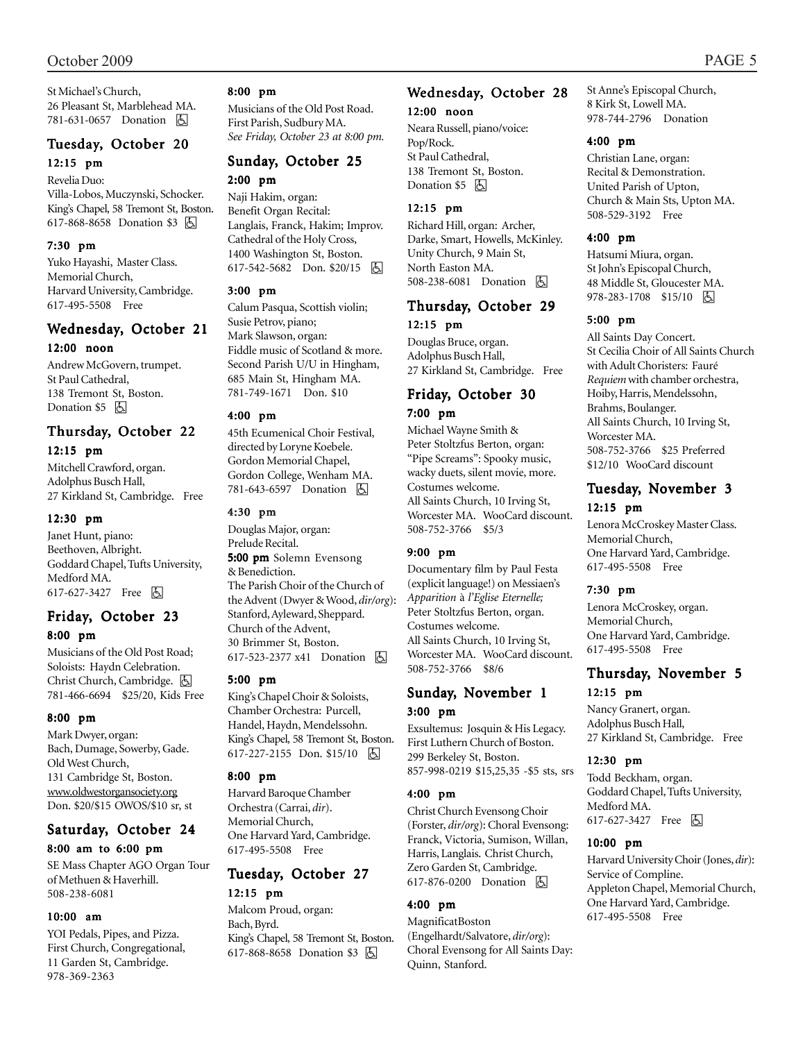St Michael's Church,
26 Pleasant St, Marblehead MA.
781-631-0657 Donation ♿

## Tuesday, October 20

### 12:15 pm

Revelia Duo:
Villa-Lobos, Muczynski, Schocker.
King's Chapel, 58 Tremont St, Boston.
617-868-8658 Donation $3 ♿

### 7:30 pm

Yuko Hayashi, Master Class.
Memorial Church,
Harvard University, Cambridge.
617-495-5508 Free

## Wednesday, October 21

### 12:00 noon

Andrew McGovern, trumpet.
St Paul Cathedral,
138 Tremont St, Boston.
Donation $5 ♿

## Thursday, October 22

### 12:15 pm

Mitchell Crawford, organ.
Adolphus Busch Hall,
27 Kirkland St, Cambridge. Free

### 12:30 pm

Janet Hunt, piano:
Beethoven, Albright.
Goddard Chapel, Tufts University,
Medford MA.
617-627-3427 Free ♿

## Friday, October 23

### 8:00 pm

Musicians of the Old Post Road;
Soloists: Haydn Celebration.
Christ Church, Cambridge. ♿
781-466-6694 $25/20, Kids Free

### 8:00 pm

Mark Dwyer, organ:
Bach, Dumage, Sowerby, Gade.
Old West Church,
131 Cambridge St, Boston.
www.oldwestorgansociety.org
Don. $20/$15 OWOS/$10 sr, st

## Saturday, October 24

### 8:00 am to 6:00 pm

SE Mass Chapter AGO Organ Tour
of Methuen & Haverhill.
508-238-6081

### 10:00 am

YOI Pedals, Pipes, and Pizza.
First Church, Congregational,
11 Garden St, Cambridge.
978-369-2363

### 8:00 pm

Musicians of the Old Post Road.
First Parish, Sudbury MA.
*See Friday, October 23 at 8:00 pm.*

## Sunday, October 25

### 2:00 pm

Naji Hakim, organ:
Benefit Organ Recital:
Langlais, Franck, Hakim; Improv.
Cathedral of the Holy Cross,
1400 Washington St, Boston.
617-542-5682 Don. $20/15 ♿

### 3:00 pm

Calum Pasqua, Scottish violin;
Susie Petrov, piano;
Mark Slawson, organ:
Fiddle music of Scotland & more.
Second Parish U/U in Hingham,
685 Main St, Hingham MA.
781-749-1671 Don. $10

### 4:00 pm

45th Ecumenical Choir Festival,
directed by Loryne Koebele.
Gordon Memorial Chapel,
Gordon College, Wenham MA.
781-643-6597 Donation ♿

### 4:30 pm

Douglas Major, organ:
Prelude Recital.
**5:00 pm** Solemn Evensong
& Benediction.
The Parish Choir of the Church of
the Advent (Dwyer & Wood, *dir/org*):
Stanford, Ayleward, Sheppard.
Church of the Advent,
30 Brimmer St, Boston.
617-523-2377 x41 Donation ♿

### 5:00 pm

King's Chapel Choir & Soloists,
Chamber Orchestra: Purcell,
Handel, Haydn, Mendelssohn.
King's Chapel, 58 Tremont St, Boston.
617-227-2155 Don. $15/10 ♿

### 8:00 pm

Harvard Baroque Chamber
Orchestra (Carrai, *dir*).
Memorial Church,
One Harvard Yard, Cambridge.
617-495-5508 Free

## Tuesday, October 27

### 12:15 pm

Malcom Proud, organ:
Bach, Byrd.
King's Chapel, 58 Tremont St, Boston.
617-868-8658 Donation $3 ♿

## Wednesday, October 28

### 12:00 noon

Neara Russell, piano/voice:
Pop/Rock.
St Paul Cathedral,
138 Tremont St, Boston.
Donation $5 ♿

### 12:15 pm

Richard Hill, organ: Archer,
Darke, Smart, Howells, McKinley.
Unity Church, 9 Main St,
North Easton MA.
508-238-6081 Donation ♿

## Thursday, October 29

### 12:15 pm

Douglas Bruce, organ.
Adolphus Busch Hall,
27 Kirkland St, Cambridge. Free

## Friday, October 30

### 7:00 pm

Michael Wayne Smith &
Peter Stoltzfus Berton, organ:
"Pipe Screams": Spooky music,
wacky duets, silent movie, more.
Costumes welcome.
All Saints Church, 10 Irving St,
Worcester MA. WooCard discount.
508-752-3766 $5/3

### 9:00 pm

Documentary film by Paul Festa
(explicit language!) on Messiaen's
*Apparition à l'Eglise Eternelle;*
Peter Stoltzfus Berton, organ.
Costumes welcome.
All Saints Church, 10 Irving St,
Worcester MA. WooCard discount.
508-752-3766 $8/6

## Sunday, November 1

### 3:00 pm

Exsultemus: Josquin & His Legacy.
First Luthern Church of Boston.
299 Berkeley St, Boston.
857-998-0219 $15,25,35 -$5 sts, srs

### 4:00 pm

Christ Church Evensong Choir
(Forster, *dir/org*): Choral Evensong:
Franck, Victoria, Sumison, Willan,
Harris, Langlais. Christ Church,
Zero Garden St, Cambridge.
617-876-0200 Donation ♿

### 4:00 pm

MagnificatBoston
(Engelhardt/Salvatore, *dir/org*):
Choral Evensong for All Saints Day:
Quinn, Stanford.
St Anne's Episcopal Church,
8 Kirk St, Lowell MA.
978-744-2796 Donation

### 4:00 pm

Christian Lane, organ:
Recital & Demonstration.
United Parish of Upton,
Church & Main Sts, Upton MA.
508-529-3192 Free

### 4:00 pm

Hatsumi Miura, organ.
St John's Episcopal Church,
48 Middle St, Gloucester MA.
978-283-1708 $15/10 ♿

### 5:00 pm

All Saints Day Concert.
St Cecilia Choir of All Saints Church
with Adult Choristers: Fauré
*Requiem* with chamber orchestra,
Hoiby, Harris, Mendelssohn,
Brahms, Boulanger.
All Saints Church, 10 Irving St,
Worcester MA.
508-752-3766 $25 Preferred
$12/10 WooCard discount

## Tuesday, November 3

### 12:15 pm

Lenora McCroskey Master Class.
Memorial Church,
One Harvard Yard, Cambridge.
617-495-5508 Free

### 7:30 pm

Lenora McCroskey, organ.
Memorial Church,
One Harvard Yard, Cambridge.
617-495-5508 Free

## Thursday, November 5

### 12:15 pm

Nancy Granert, organ.
Adolphus Busch Hall,
27 Kirkland St, Cambridge. Free

### 12:30 pm

Todd Beckham, organ.
Goddard Chapel, Tufts University,
Medford MA.
617-627-3427 Free ♿

### 10:00 pm

Harvard University Choir (Jones, *dir*):
Service of Compline.
Appleton Chapel, Memorial Church,
One Harvard Yard, Cambridge.
617-495-5508 Free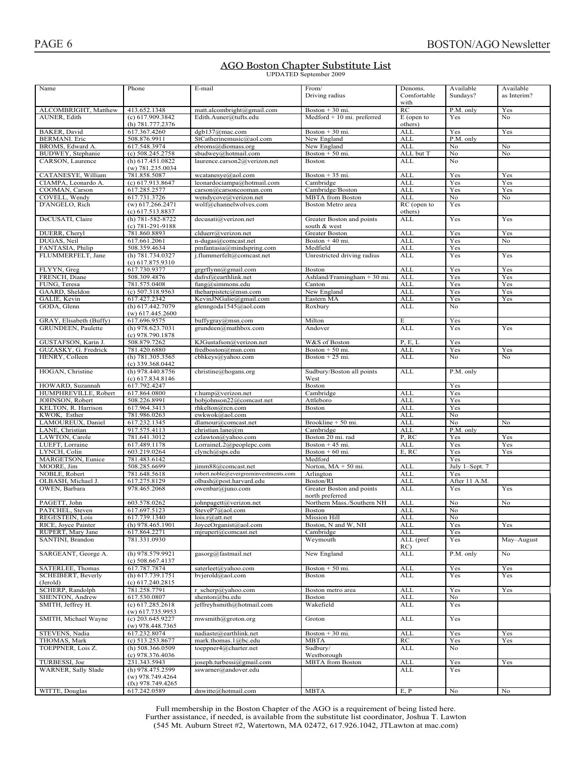## AGO Boston Chapter Substitute List

UPDATED September 2009

| Name | Phone | E-mail | From/ Driving radius | Denoms. Comfortable with | Available Sundays? | Available as Interim? |
|---|---|---|---|---|---|---|
| ALCOMBRIGHT, Matthew | 413.652.1348 | matt.alcombright@gmail.com | Boston + 30 mi. | RC | P.M. only | Yes |
| AUNER, Edith | (c) 617.909.3842 (h) 781.777.2376 | Edith.Auner@tufts.edu | Medford + 10 mi. preferred | E (open to others) | Yes | No |
| BAKER, David | 617.367.4260 | dgb137@mac.com | Boston + 30 mi. | ALL | Yes | Yes |
| BERMANI. Eric | 508.876.9911 | StCatherinemusic@aol.com | New England | ALL | P.M. only | |
| BROMS, Edward A. | 617.548.3974 | ebroms@diomass.org | New England | ALL | No | No |
| BUDWEY, Stephanie | (c) 508.245.2758 | sbudwey@hotmail.com | Boston + 50 mi. | ALL but T | No | No |
| CARSON, Laurence | (h) 617.451.0822 (w) 781.235.0034 | laurence.carson2@verizon.net | Boston | ALL | No | |
| CATANESYE, William | 781.858.5087 | wcatanesye@aol.com | Boston + 35 mi. | ALL | Yes | Yes |
| CIAMPA, Leonardo A. | (c) 617.913.8647 | leonardociampa@hotmail.com | Cambridge | ALL | Yes | Yes |
| COOMAN, Carson | 617.285.2577 | carson@carsoncooman.com | Cambridge/Boston | ALL | Yes | Yes |
| COVELL, Wendy | 617.731.3726 | wendycove@verizon.net | MBTA from Boston | ALL | No | No |
| D'ANGELO, Rich | (w) 617.266.2471 (c) 617.513.8837 | wolf@channelwolves.com | Boston Metro area | RC (open to others) | Yes | |
| DeCUSATI, Claire | (h) 781-582-8722 (c) 781-291-9188 | decusati@verizon.net | Greater Boston and points south & west | ALL | Yes | Yes |
| DUERR, Cheryl | 781.860.8893 | clduerr@verizon.net | Greater Boston | ALL | Yes | Yes |
| DUGAS, Neil | 617.661.2061 | n-dugas@comcast.net | Boston + 40 mi. | ALL | Yes | No |
| FANTASIA, Philip | 508.359.4634 | pmfantasia@mindspring.com | Medfield | ALL | Yes | |
| FLUMMERFELT, Jane | (h) 781.734.0327 (c) 617.875.9310 | j.flummerfelt@comcast.net | Unrestricted driving radius | ALL | Yes | Yes |
| FLYYN, Greg | 617.730.9377 | grgrflynn@gmail.com | Boston | ALL | Yes | Yes |
| FRENCH, Diane | 508.309.4876 | dafrsf@earthlink.net | Ashland/Framingham + 30 mi. | ALL | Yes | Yes |
| FUNG, Teresa | 781.575.0408 | fung@simmons.edu | Canton | ALL | Yes | Yes |
| GAARD, Sheldon | (c) 507.318.9563 | theharpistetc@msn.com | New England | ALL | Yes | Yes |
| GALIE, Kevin | 617.427.2342 | KevinJNGalie@gmail.com | Eastern MA | ALL | Yes | Yes |
| GODA, Glenn | (h) 617.442.7079 (w) 617.445.2600 | glenngoda1545@aol.com | Roxbury | ALL | No | |
| GRAY, Elisabeth (Buffy) | 617.696.9575 | buffygray@msn.com | Milton | E | Yes | |
| GRUNDEEN, Paulette | (h) 978.623.7031 (c) 978.790.1878 | grundeen@mathbox.com | Andover | ALL | Yes | Yes |
| GUSTAFSON, Karin J. | 508.879.7262 | KJGustafson@verizon.net | W&S of Boston | P, E, L | Yes | |
| GUZASKY, G. Fredrick | 781.420.6880 | fredboston@msn.com | Boston + 50 mi. | ALL | Yes | Yes |
| HENRY, Colleen | (h) 781.305.3565 (c) 339.368.0442 | cbhkeys@yahoo.com | Boston + 25 mi. | ALL | No | No |
| HOGAN, Christine | (h) 978.440.8756 (c) 617.834.8146 | christine@hogans.org | Sudbury/Boston all points West | ALL | P.M. only | |
| HOWARD, Suzannah | 617.792.4247 | | Boston | | Yes | |
| HUMPHREVILLE, Robert | 617.864.0800 | r.hump@verizon.net | Cambridge | ALL | Yes | |
| JOHNSON, Robert | 508.226.8991 | bobjohnson22@comcast.net | Attleboro | ALL | Yes | |
| KELTON, R. Harrison | 617.964.3413 | rhkelton@rcn.com | Boston | ALL | Yes | |
| KWOK, Esther | 781.986.0263 | ewkwok@aol.com | | ALL | No | |
| LAMOUREUX, Daniel | 617.232.1345 | dlamour@comcast.net | Brookline + 50 mi. | ALL | No | No |
| LANE, Christian | 917.575.4113 | christian.lane@m | Cambridge | ALL | P.M. only | |
| LAWTON, Carole | 781.641.3012 | czlawton@yahoo.com | Boston 20 mi. rad | P, RC | Yes | Yes |
| LUEFT, Lorraine | 617.489.1178 | LorraineL2@peoplepc.com | Boston + 45 mi. | ALL | Yes | Yes |
| LYNCH, Colin | 603.219.0264 | clynch@sps.edu | Boston + 60 mi. | E, RC | Yes | Yes |
| MARGETSON, Eunice | 781.483.6142 | | Medford | | Yes | |
| MOORE, Jim | 508.285.6699 | jimm88@comcast.net | Norton, MA + 50 mi. | ALL | July 1–Sept. 7 | |
| NOBLE, Robert | 781.648.5618 | robert.noble@evergreeninvestments.com | Arlington | ALL | Yes | |
| OLBASH, Michael J. | 617.275.8129 | olbash@post.harvard.edu | Boston/RI | ALL | After 11 A.M. | |
| OWEN, Barbara | 978.465.2068 | owenbar@juno.com | Greater Boston and points north preferred | ALL | Yes | Yes |
| PAGETT, John | 603.578.0262 | johnpagett@verizon.net | Northern Mass./Southern NH | ALL | No | No |
| PATCHEL, Steven | 617.697.5123 | SteveP7@aol.com | Boston | ALL | No | |
| REGESTEIN, Lois | 617.739.1340 | lois.r@att.net | Mission Hill | ALL | No | |
| RICE, Joyce Painter | (h) 978.465.1901 | JoyceOrganist@aol.com | Boston, N and W, NH | ALL | Yes | Yes |
| RUPERT, Mary Jane | 617.864.2271 | mjrupert@comcast.net | Cambridge | ALL | Yes | |
| SANTINI, Brandon | 781.331.0930 | | Weymouth | ALL (pref RC) | Yes | May–August |
| SARGEANT, George A. | (h) 978.579.9921 (c) 508.667.4137 | gasorg@fastmail.net | New England | ALL | P.M. only | No |
| SATERLEE, Thomas | 617.787.7874 | saterleet@yahoo.com | Boston + 50 mi. | ALL | Yes | Yes |
| SCHEIBERT, Beverly (Jerold) | (h) 617.739.1751 (c) 617.240.2815 | bvjerold@aol.com | Boston | ALL | Yes | Yes |
| SCHERP, Randolph | 781.258.7791 | r_scherp@yahoo.com | Boston metro area | ALL | Yes | Yes |
| SHENTON, Andrew | 617.530.0807 | shenton@bu.edu | Boston | ALL | No | |
| SMITH, Jeffrey H. | (c) 617.285.2618 (w) 617.735.9953 | jeffreyhsmith@hotmail.com | Wakefield | ALL | Yes | |
| SMITH, Michael Wayne | (c) 203.645.9227 (w) 978.448.7365 | mwsmith@groton.org | Groton | ALL | Yes | |
| STEVENS, Nadia | 617.232.8074 | nadiaste@earthlink.net | Boston + 30 mi. | ALL | Yes | Yes |
| THOMAS, Mark | (c) 513.253.8677 | mark.thomas.1@bc.edu | MBTA | RC | Yes | Yes |
| TOEPPNER, Lois Z. | (h) 508.366.0509 (c) 978.376.4036 | toeppner4@charter.net | Sudbury/ Westborough | ALL | No | |
| TURBESSI, Joe | 231.343.5943 | joseph.turbessi@gmail.com | MBTA from Boston | ALL | Yes | Yes |
| WARNER, Sally Slade | (h) 978.475.2599 (w) 978.749.4264 (fx) 978.749.4265 | sswarner@andover.edu | | ALL | Yes | |
| WITTE, Douglas | 617.242.0589 | dnwitte@hotmail.com | MBTA | E, P | No | No |

Full membership in the Boston Chapter of the AGO is a requirement of being listed here.
Further assistance, if needed, is available from the substitute list coordinator, Joshua T. Lawton
(545 Mt. Auburn Street #2, Watertown, MA 02472, 617.926.1042, JTLawton at mac.com)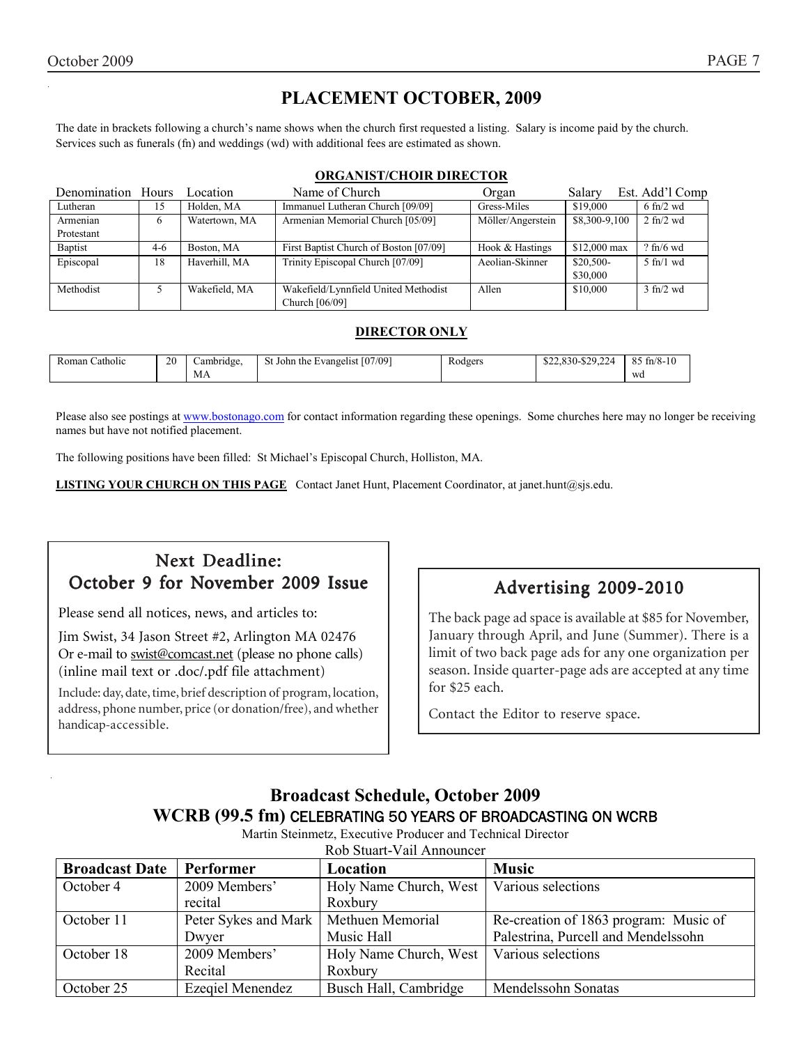# PLACEMENT OCTOBER, 2009

The date in brackets following a church's name shows when the church first requested a listing. Salary is income paid by the church. Services such as funerals (fn) and weddings (wd) with additional fees are estimated as shown.

## ORGANIST/CHOIR DIRECTOR

| Denomination | Hours | Location | Name of Church | Organ | Salary | Est. Add'l Comp |
|---|---|---|---|---|---|---|
| Lutheran | 15 | Holden, MA | Immanuel Lutheran Church [09/09] | Gress-Miles | $19,000 | 6 fn/2 wd |
| Armenian Protestant | 6 | Watertown, MA | Armenian Memorial Church [05/09] | Möller/Angerstein | $8,300-9,100 | 2 fn/2 wd |
| Baptist | 4-6 | Boston, MA | First Baptist Church of Boston [07/09] | Hook & Hastings | $12,000 max | ? fn/6 wd |
| Episcopal | 18 | Haverhill, MA | Trinity Episcopal Church [07/09] | Aeolian-Skinner | $20,500-$30,000 | 5 fn/1 wd |
| Methodist | 5 | Wakefield, MA | Wakefield/Lynnfield United Methodist Church [06/09] | Allen | $10,000 | 3 fn/2 wd |

## DIRECTOR ONLY

| Denomination | Hours | Location | Name of Church | Organ | Salary | Est. Add'l Comp |
|---|---|---|---|---|---|---|
| Roman Catholic | 20 | Cambridge, MA | St John the Evangelist [07/09] | Rodgers | $22,830-$29,224 | 85 fn/8-10 wd |

Please also see postings at www.bostonago.com for contact information regarding these openings. Some churches here may no longer be receiving names but have not notified placement.

The following positions have been filled: St Michael's Episcopal Church, Holliston, MA.

**LISTING YOUR CHURCH ON THIS PAGE** Contact Janet Hunt, Placement Coordinator, at janet.hunt@sjs.edu.

## Next Deadline: October 9 for November 2009 Issue

Please send all notices, news, and articles to:

Jim Swist, 34 Jason Street #2, Arlington MA 02476
Or e-mail to swist@comcast.net (please no phone calls)
(inline mail text or .doc/.pdf file attachment)

Include: day, date, time, brief description of program, location, address, phone number, price (or donation/free), and whether handicap-accessible.

## Advertising 2009-2010

The back page ad space is available at $85 for November, January through April, and June (Summer). There is a limit of two back page ads for any one organization per season. Inside quarter-page ads are accepted at any time for $25 each.

Contact the Editor to reserve space.

## Broadcast Schedule, October 2009

### WCRB (99.5 fm) CELEBRATING 50 YEARS OF BROADCASTING ON WCRB

Martin Steinmetz, Executive Producer and Technical Director
Rob Stuart-Vail Announcer

| Broadcast Date | Performer | Location | Music |
|---|---|---|---|
| October 4 | 2009 Members' recital | Holy Name Church, West Roxbury | Various selections |
| October 11 | Peter Sykes and Mark Dwyer | Methuen Memorial Music Hall | Re-creation of 1863 program: Music of Palestrina, Purcell and Mendelssohn |
| October 18 | 2009 Members' Recital | Holy Name Church, West Roxbury | Various selections |
| October 25 | Ezeqiel Menendez | Busch Hall, Cambridge | Mendelssohn Sonatas |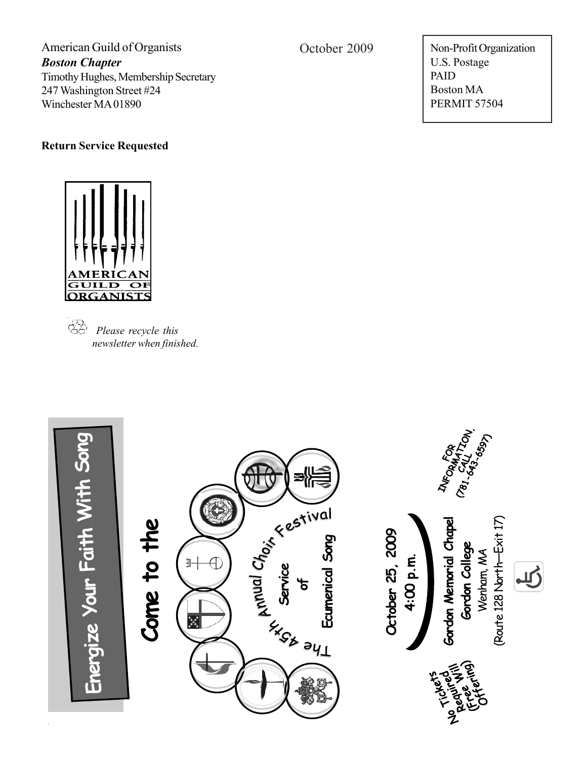American Guild of Organists
***Boston Chapter***
Timothy Hughes, Membership Secretary
247 Washington Street #24
Winchester MA 01890

October 2009

Non-Profit Organization
U.S. Postage
PAID
Boston MA
PERMIT 57504

**Return Service Requested**

AMERICAN GUILD OF ORGANISTS

*Please recycle this newsletter when finished.*

# Energize Your Faith With Song

## Come to the

The 45th Annual Choir Festival

Service of Ecumenical Song

**October 25, 2009**
**4:00 p.m.**

**Gordon Memorial Chapel**
**Gordon College**
Wenham, MA
(Route 128 North—Exit 17)

No Tickets Required Will (Free Offering)

FOR INFORMATION, CALL (781-643-6597)